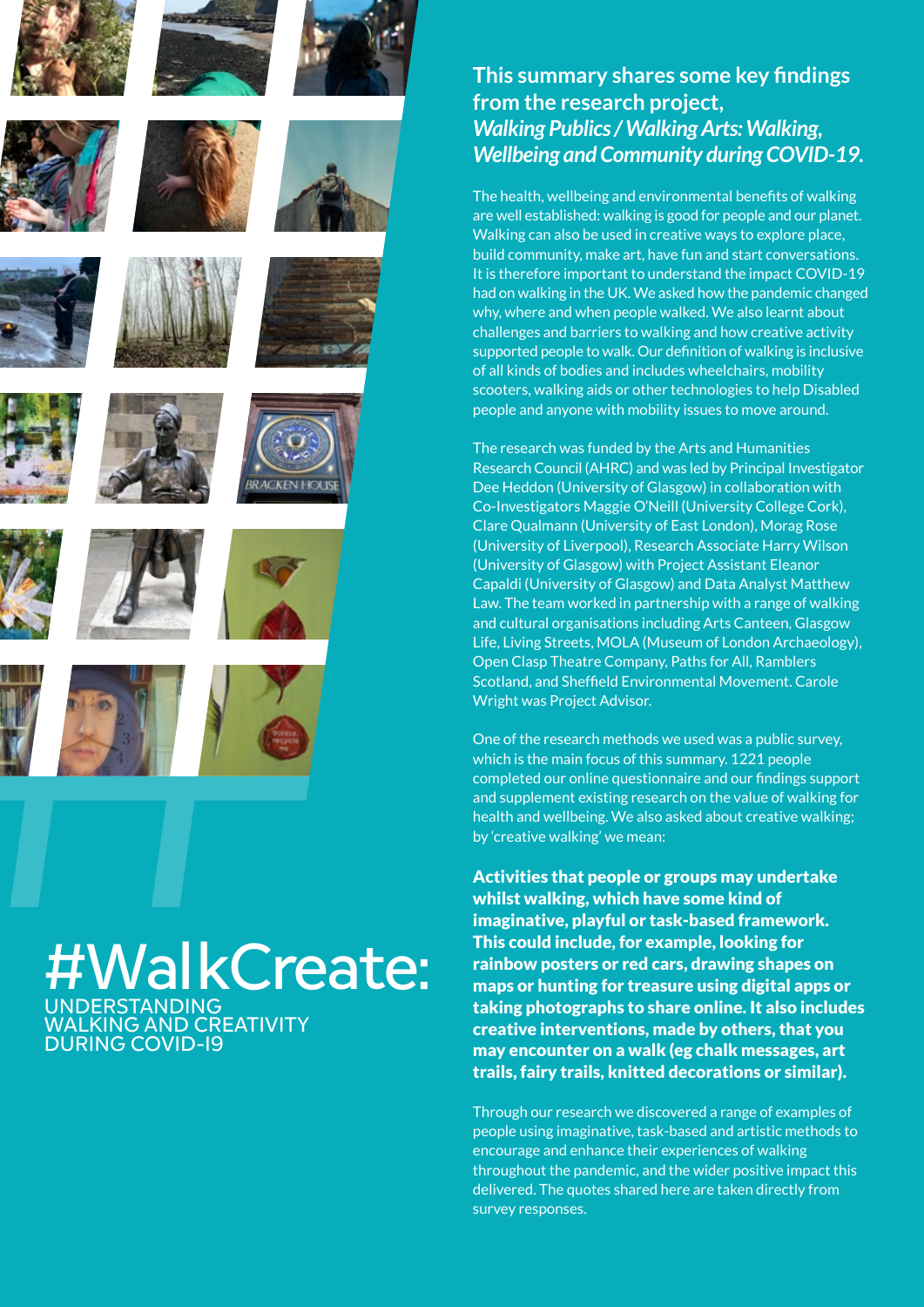# #WalkCreate:

## UNDERSTANDING WALKING AND CREATIVITY DURING COVID-19

**This summary shares some key findings from the research project, *Walking Publics / Walking Arts: Walking, Wellbeing and Community during COVID-19.***

The health, wellbeing and environmental benefits of walking are well established: walking is good for people and our planet. Walking can also be used in creative ways to explore place, build community, make art, have fun and start conversations. It is therefore important to understand the impact COVID-19 had on walking in the UK. We asked how the pandemic changed why, where and when people walked. We also learnt about challenges and barriers to walking and how creative activity supported people to walk. Our definition of walking is inclusive of all kinds of bodies and includes wheelchairs, mobility scooters, walking aids or other technologies to help Disabled people and anyone with mobility issues to move around.

The research was funded by the Arts and Humanities Research Council (AHRC) and was led by Principal Investigator Dee Heddon (University of Glasgow) in collaboration with Co-Investigators Maggie O'Neill (University College Cork), Clare Qualmann (University of East London), Morag Rose (University of Liverpool), Research Associate Harry Wilson (University of Glasgow) with Project Assistant Eleanor Capaldi (University of Glasgow) and Data Analyst Matthew Law. The team worked in partnership with a range of walking and cultural organisations including Arts Canteen, Glasgow Life, Living Streets, MOLA (Museum of London Archaeology), Open Clasp Theatre Company, Paths for All, Ramblers Scotland, and Sheffield Environmental Movement. Carole Wright was Project Advisor.

One of the research methods we used was a public survey, which is the main focus of this summary. 1221 people completed our online questionnaire and our findings support and supplement existing research on the value of walking for health and wellbeing. We also asked about creative walking; by 'creative walking' we mean:

**Activities that people or groups may undertake whilst walking, which have some kind of imaginative, playful or task-based framework. This could include, for example, looking for rainbow posters or red cars, drawing shapes on maps or hunting for treasure using digital apps or taking photographs to share online. It also includes creative interventions, made by others, that you may encounter on a walk (eg chalk messages, art trails, fairy trails, knitted decorations or similar).**

Through our research we discovered a range of examples of people using imaginative, task-based and artistic methods to encourage and enhance their experiences of walking throughout the pandemic, and the wider positive impact this delivered. The quotes shared here are taken directly from survey responses.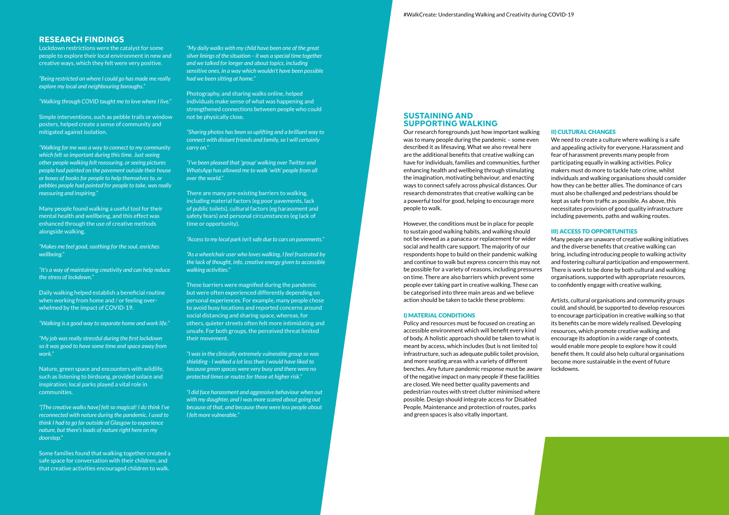## RESEARCH FINDINGS

Lockdown restrictions were the catalyst for some people to explore their local environment in new and creative ways, which they felt were very positive.

*"Being restricted on where I could go has made me really explore my local and neighbouring boroughs."*

*"Walking through COVID taught me to love where I live."*

Simple interventions, such as pebble trails or window posters, helped create a sense of community and mitigated against isolation.

*"Walking for me was a way to connect to my community which felt so important during this time. Just seeing other people walking felt reassuring, or seeing pictures people had painted on the pavement outside their house or boxes of books for people to help themselves to, or pebbles people had painted for people to take, was really reassuring and inspiring."*

Many people found walking a useful tool for their mental health and wellbeing, and this effect was enhanced through the use of creative methods alongside walking.

*"Makes me feel good, soothing for the soul, enriches wellbeing."*

*"It's a way of maintaining creativity and can help reduce the stress of lockdown."*

Daily walking helped establish a beneficial routine when working from home and / or feeling over-whelmed by the impact of COVID-19.

*"Walking is a good way to separate home and work life."*

*"My job was really stressful during the first lockdown so it was good to have some time and space away from work."*

Nature, green space and encounters with wildlife, such as listening to birdsong, provided solace and inspiration; local parks played a vital role in communities.

*"[The creative walks have] felt so magical! I do think I've reconnected with nature during the pandemic. I used to think I had to go far outside of Glasgow to experience nature, but there's loads of nature right here on my doorstep."*

Some families found that walking together created a safe space for conversation with their children, and that creative activities encouraged children to walk.

*"My daily walks with my child have been one of the great silver linings of the situation – it was a special time together and we talked for longer and about topics, including sensitive ones, in a way which wouldn't have been possible had we been sitting at home."*

Photography, and sharing walks online, helped individuals make sense of what was happening and strengthened connections between people who could not be physically close.

*"Sharing photos has been so uplifting and a brilliant way to connect with distant friends and family, so I will certainly carry on."*

*"I've been pleased that 'group' walking over Twitter and WhatsApp has allowed me to walk 'with' people from all over the world."*

There are many pre-existing barriers to walking, including material factors (eg poor pavements, lack of public toilets), cultural factors (eg harassment and safety fears) and personal circumstances (eg lack of time or opportunity).

*"Access to my local park isn't safe due to cars on pavements."*

*"As a wheelchair user who loves walking, I feel frustrated by the lack of thought, info, creative energy given to accessible walking activities."*

These barriers were magnified during the pandemic but were often experienced differently depending on personal experiences. For example, many people chose to avoid busy locations and reported concerns around social distancing and sharing space, whereas, for others, quieter streets often felt more intimidating and unsafe. For both groups, the perceived threat limited their movement.

*"I was in the clinically extremely vulnerable group so was shielding - I walked a lot less than I would have liked to because green spaces were very busy and there were no protected times or routes for those at higher risk."*

*"I did face harassment and aggressive behaviour when out with my daughter, and I was more scared about going out because of that, and because there were less people about I felt more vulnerable."*

## SUSTAINING AND SUPPORTING WALKING

Our research foregrounds just how important walking was to many people during the pandemic – some even described it as lifesaving. What we also reveal here are the additional benefits that creative walking can have for individuals, families and communities, further enhancing health and wellbeing through stimulating the imagination, motivating behaviour, and enacting ways to connect safely across physical distances. Our research demonstrates that creative walking can be a powerful tool for good, helping to encourage more people to walk.

However, the conditions must be in place for people to sustain good walking habits, and walking should not be viewed as a panacea or replacement for wider social and health care support. The majority of our respondents hope to build on their pandemic walking and continue to walk but express concern this may not be possible for a variety of reasons, including pressures on time. There are also barriers which prevent some people ever taking part in creative walking. These can be categorised into three main areas and we believe action should be taken to tackle these problems:

### I) MATERIAL CONDITIONS

Policy and resources must be focused on creating an accessible environment which will benefit every kind of body. A holistic approach should be taken to what is meant by access, which includes (but is not limited to) infrastructure, such as adequate public toilet provision, and more seating areas with a variety of different benches. Any future pandemic response must be aware of the negative impact on many people if these facilities are closed. We need better quality pavements and pedestrian routes with street clutter minimised where possible. Design should integrate access for Disabled People. Maintenance and protection of routes, parks and green spaces is also vitally important.

### II) CULTURAL CHANGES

We need to create a culture where walking is a safe and appealing activity for everyone. Harassment and fear of harassment prevents many people from participating equally in walking activities. Policy makers must do more to tackle hate crime, whilst individuals and walking organisations should consider how they can be better allies. The dominance of cars must also be challenged and pedestrians should be kept as safe from traffic as possible. As above, this necessitates provision of good quality infrastructure including pavements, paths and walking routes.

### III) ACCESS TO OPPORTUNITIES

Many people are unaware of creative walking initiatives and the diverse benefits that creative walking can bring, including introducing people to walking activity and fostering cultural participation and empowerment. There is work to be done by both cultural and walking organisations, supported with appropriate resources, to confidently engage with creative walking.

Artists, cultural organisations and community groups could, and should, be supported to develop resources to encourage participation in creative walking so that its benefits can be more widely realised. Developing resources, which promote creative walking and encourage its adoption in a wide range of contexts, would enable more people to explore how it could benefit them. It could also help cultural organisations become more sustainable in the event of future lockdowns.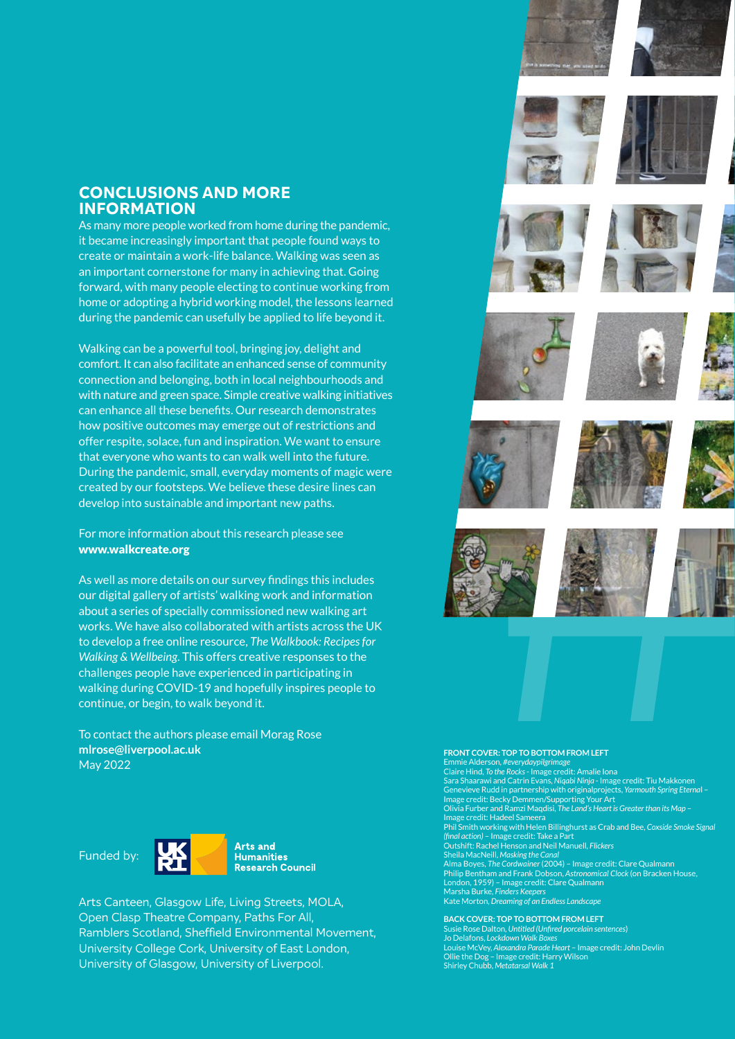## CONCLUSIONS AND MORE INFORMATION

As many more people worked from home during the pandemic, it became increasingly important that people found ways to create or maintain a work-life balance. Walking was seen as an important cornerstone for many in achieving that. Going forward, with many people electing to continue working from home or adopting a hybrid working model, the lessons learned during the pandemic can usefully be applied to life beyond it.

Walking can be a powerful tool, bringing joy, delight and comfort. It can also facilitate an enhanced sense of community connection and belonging, both in local neighbourhoods and with nature and green space. Simple creative walking initiatives can enhance all these benefits. Our research demonstrates how positive outcomes may emerge out of restrictions and offer respite, solace, fun and inspiration. We want to ensure that everyone who wants to can walk well into the future. During the pandemic, small, everyday moments of magic were created by our footsteps. We believe these desire lines can develop into sustainable and important new paths.

For more information about this research please see **www.walkcreate.org**

As well as more details on our survey findings this includes our digital gallery of artists' walking work and information about a series of specially commissioned new walking art works. We have also collaborated with artists across the UK to develop a free online resource, *The Walkbook: Recipes for Walking & Wellbeing.* This offers creative responses to the challenges people have experienced in participating in walking during COVID-19 and hopefully inspires people to continue, or begin, to walk beyond it.

To contact the authors please email Morag Rose **mlrose@liverpool.ac.uk**
May 2022

Funded by: UKRI Arts and Humanities Research Council

Arts Canteen, Glasgow Life, Living Streets, MOLA, Open Clasp Theatre Company, Paths For All, Ramblers Scotland, Sheffield Environmental Movement, University College Cork, University of East London, University of Glasgow, University of Liverpool.

**FRONT COVER: TOP TO BOTTOM FROM LEFT**
Emmie Alderson, *#everydaypilgrimage*
Claire Hind, *To the Rocks* - Image credit: Amalie Iona
Sara Shaarawi and Catrin Evans, *Niqabi Ninja* - Image credit: Tiu Makkonen
Genevieve Rudd in partnership with originalprojects, *Yarmouth Spring Eternal* – Image credit: Becky Demmen/Supporting Your Art
Olivia Furber and Ramzi Maqdisi, *The Land's Heart is Greater than its Map* – Image credit: Hadeel Sameera
Phil Smith working with Helen Billinghurst as Crab and Bee, *Coxside Smoke Signal (final action)* – Image credit: Take a Part
Outshift: Rachel Henson and Neil Manuell, *Flickers*
Sheila MacNeill, *Masking the Canal*
Alma Boyes, *The Cordwainer* (2004) – Image credit: Clare Qualmann
Philip Bentham and Frank Dobson, *Astronomical Clock* (on Bracken House, London, 1959) – Image credit: Clare Qualmann
Marsha Burke, *Finders Keepers*
Kate Morton, *Dreaming of an Endless Landscape*

**BACK COVER: TOP TO BOTTOM FROM LEFT**
Susie Rose Dalton, *Untitled (Unfired porcelain sentences)*
Jo Delafons, *Lockdown Walk Boxes*
Louise McVey, *Alexandra Parade Heart* – Image credit: John Devlin
Ollie the Dog – Image credit: Harry Wilson
Shirley Chubb, *Metatarsal Walk 1*